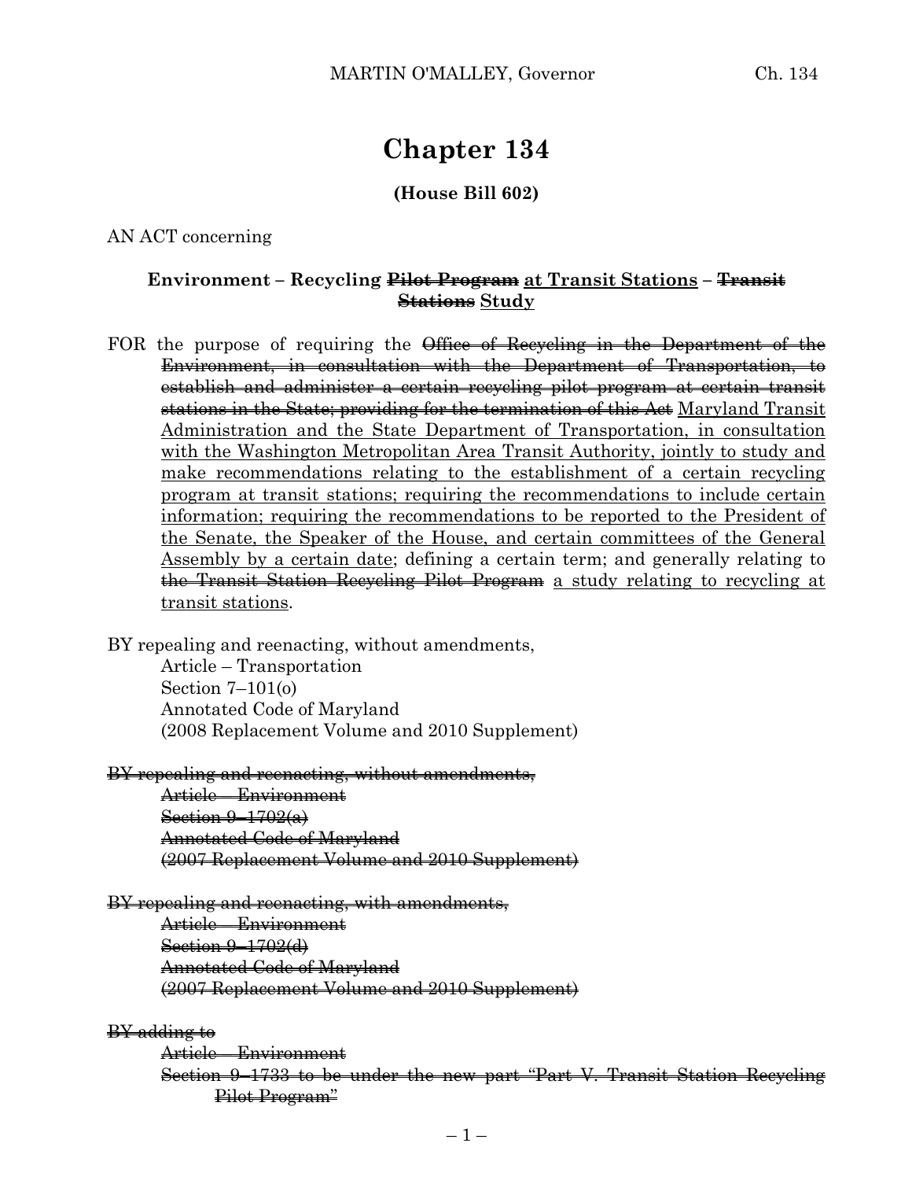# Chapter 134

**(House Bill 602)**

AN ACT concerning

**Environment – Recycling ~~Pilot Program~~ <u>at Transit Stations</u> – ~~Transit Stations~~ <u>Study</u>**

FOR the purpose of requiring the ~~Office of Recycling in the Department of the Environment, in consultation with the Department of Transportation, to establish and administer a certain recycling pilot program at certain transit stations in the State; providing for the termination of this Act~~ <u>Maryland Transit Administration and the State Department of Transportation, in consultation with the Washington Metropolitan Area Transit Authority, jointly to study and make recommendations relating to the establishment of a certain recycling program at transit stations; requiring the recommendations to include certain information; requiring the recommendations to be reported to the President of the Senate, the Speaker of the House, and certain committees of the General Assembly by a certain date</u>; defining a certain term; and generally relating to ~~the Transit Station Recycling Pilot Program~~ <u>a study relating to recycling at transit stations</u>.

BY repealing and reenacting, without amendments,
Article – Transportation
Section 7–101(o)
Annotated Code of Maryland
(2008 Replacement Volume and 2010 Supplement)

~~BY repealing and reenacting, without amendments,~~
~~Article – Environment~~
~~Section 9–1702(a)~~
~~Annotated Code of Maryland~~
~~(2007 Replacement Volume and 2010 Supplement)~~

~~BY repealing and reenacting, with amendments,~~
~~Article – Environment~~
~~Section 9–1702(d)~~
~~Annotated Code of Maryland~~
~~(2007 Replacement Volume and 2010 Supplement)~~

~~BY adding to~~
~~Article – Environment~~
~~Section 9–1733 to be under the new part "Part V. Transit Station Recycling Pilot Program"~~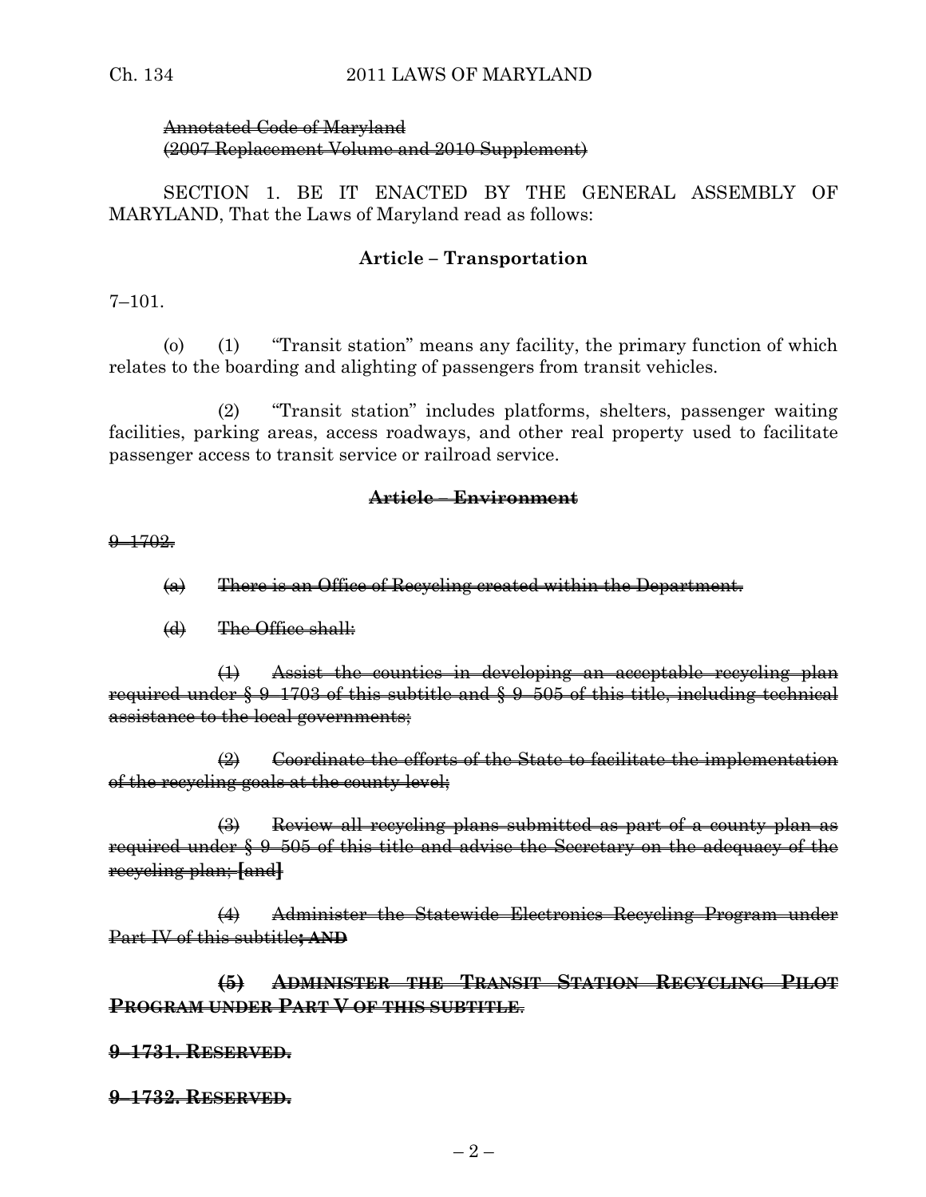Annotated Code of Maryland
(2007 Replacement Volume and 2010 Supplement)

SECTION 1. BE IT ENACTED BY THE GENERAL ASSEMBLY OF MARYLAND, That the Laws of Maryland read as follows:

**Article – Transportation**

7–101.

(o) (1) "Transit station" means any facility, the primary function of which relates to the boarding and alighting of passengers from transit vehicles.

(2) "Transit station" includes platforms, shelters, passenger waiting facilities, parking areas, access roadways, and other real property used to facilitate passenger access to transit service or railroad service.

**~~Article – Environment~~**

~~9–1702.~~

~~(a) There is an Office of Recycling created within the Department.~~

~~(d) The Office shall:~~

~~(1) Assist the counties in developing an acceptable recycling plan required under § 9–1703 of this subtitle and § 9–505 of this title, including technical assistance to the local governments;~~

~~(2) Coordinate the efforts of the State to facilitate the implementation of the recycling goals at the county level;~~

~~(3) Review all recycling plans submitted as part of a county plan as required under § 9–505 of this title and advise the Secretary on the adequacy of the recycling plan; **[**and**]**~~

~~(4) Administer the Statewide Electronics Recycling Program under Part IV of this subtitle**; AND**~~

~~**(5) ADMINISTER THE TRANSIT STATION RECYCLING PILOT PROGRAM UNDER PART V OF THIS SUBTITLE**.~~

~~**9–1731. RESERVED.**~~

~~**9–1732. RESERVED.**~~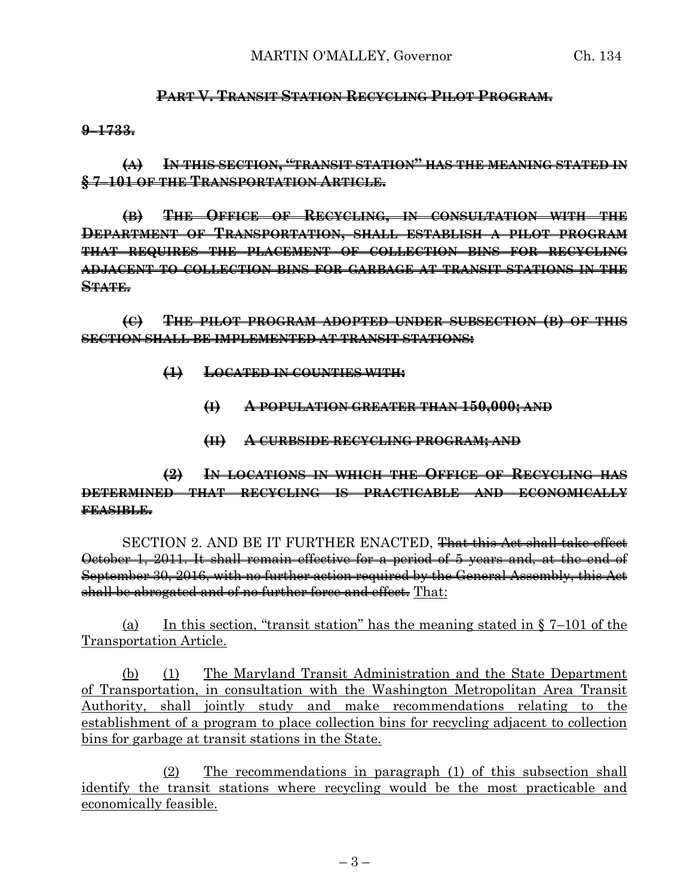~~**PART V. TRANSIT STATION RECYCLING PILOT PROGRAM.**~~

~~**9–1733.**~~

~~**(A) IN THIS SECTION, "TRANSIT STATION" HAS THE MEANING STATED IN § 7–101 OF THE TRANSPORTATION ARTICLE.**~~

~~**(B) THE OFFICE OF RECYCLING, IN CONSULTATION WITH THE DEPARTMENT OF TRANSPORTATION, SHALL ESTABLISH A PILOT PROGRAM THAT REQUIRES THE PLACEMENT OF COLLECTION BINS FOR RECYCLING ADJACENT TO COLLECTION BINS FOR GARBAGE AT TRANSIT STATIONS IN THE STATE.**~~

~~**(C) THE PILOT PROGRAM ADOPTED UNDER SUBSECTION (B) OF THIS SECTION SHALL BE IMPLEMENTED AT TRANSIT STATIONS:**~~

~~**(1) LOCATED IN COUNTIES WITH:**~~

~~**(I) A POPULATION GREATER THAN 150,000; AND**~~

~~**(II) A CURBSIDE RECYCLING PROGRAM; AND**~~

~~**(2) IN LOCATIONS IN WHICH THE OFFICE OF RECYCLING HAS DETERMINED THAT RECYCLING IS PRACTICABLE AND ECONOMICALLY FEASIBLE.**~~

SECTION 2. AND BE IT FURTHER ENACTED, ~~That this Act shall take effect October 1, 2011. It shall remain effective for a period of 5 years and, at the end of September 30, 2016, with no further action required by the General Assembly, this Act shall be abrogated and of no further force and effect.~~ <u>That:</u>

<u>(a) In this section, "transit station" has the meaning stated in § 7–101 of the Transportation Article.</u>

<u>(b) (1) The Maryland Transit Administration and the State Department of Transportation, in consultation with the Washington Metropolitan Area Transit Authority, shall jointly study and make recommendations relating to the establishment of a program to place collection bins for recycling adjacent to collection bins for garbage at transit stations in the State.</u>

<u>(2) The recommendations in paragraph (1) of this subsection shall identify the transit stations where recycling would be the most practicable and economically feasible.</u>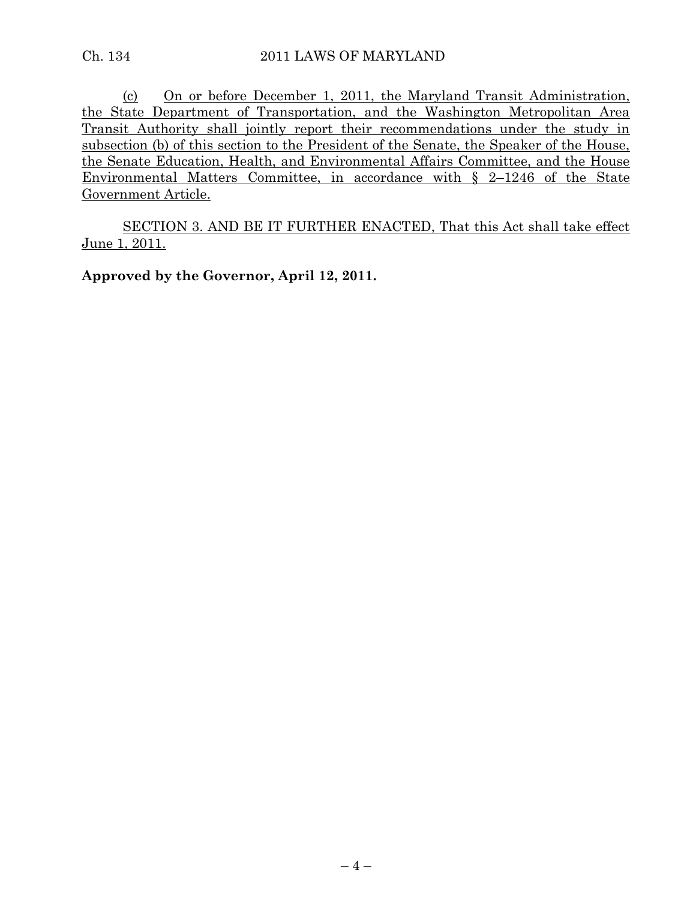(c) On or before December 1, 2011, the Maryland Transit Administration, the State Department of Transportation, and the Washington Metropolitan Area Transit Authority shall jointly report their recommendations under the study in subsection (b) of this section to the President of the Senate, the Speaker of the House, the Senate Education, Health, and Environmental Affairs Committee, and the House Environmental Matters Committee, in accordance with § 2–1246 of the State Government Article.

SECTION 3. AND BE IT FURTHER ENACTED, That this Act shall take effect June 1, 2011.

**Approved by the Governor, April 12, 2011.**